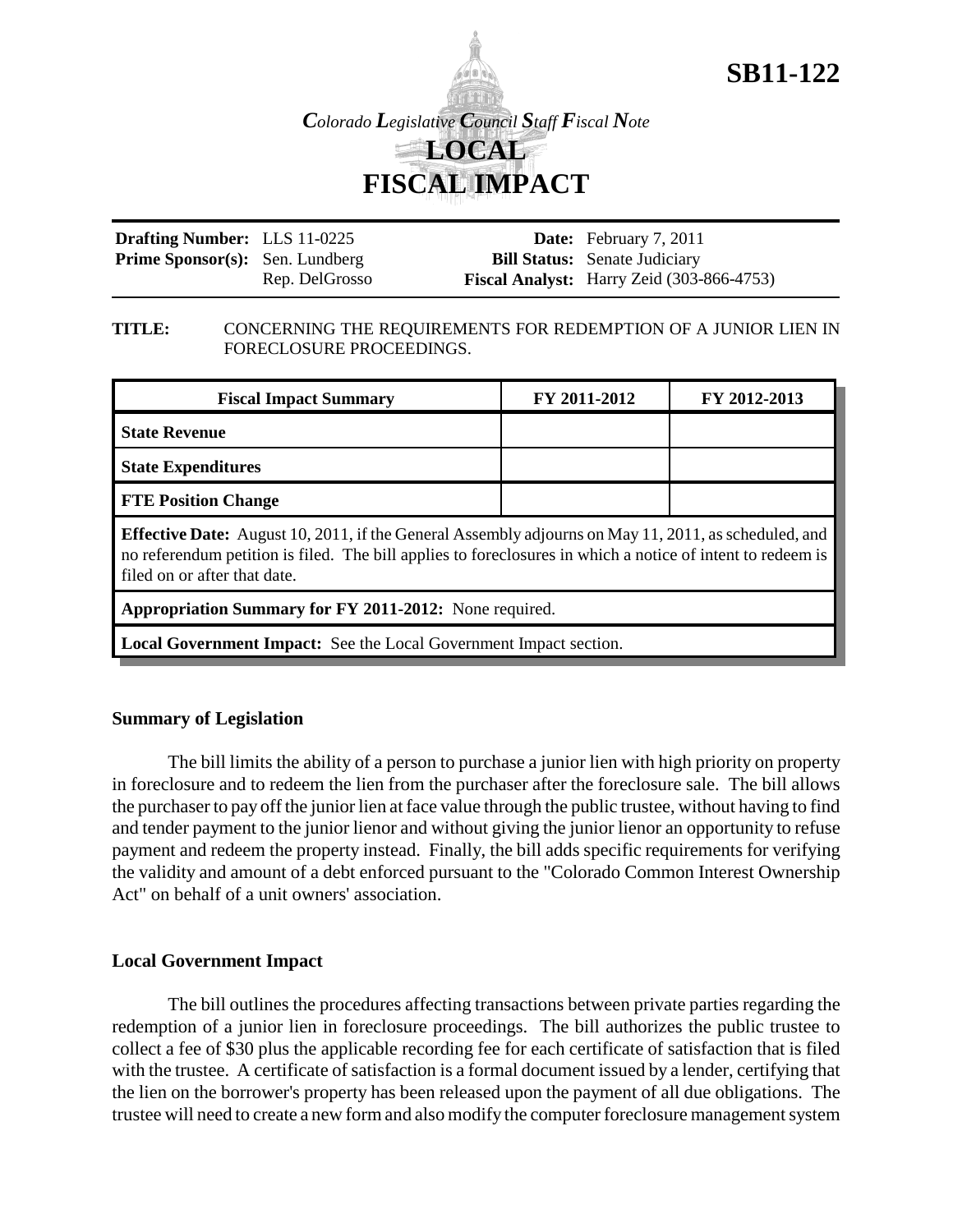# SB11-122

*Colorado Legislative Council Staff Fiscal Note*

## LOCAL FISCAL IMPACT

**Drafting Number:** LLS 11-0225
**Prime Sponsor(s):** Sen. Lundberg
Rep. DelGrosso

**Date:** February 7, 2011
**Bill Status:** Senate Judiciary
**Fiscal Analyst:** Harry Zeid (303-866-4753)

**TITLE:** CONCERNING THE REQUIREMENTS FOR REDEMPTION OF A JUNIOR LIEN IN FORECLOSURE PROCEEDINGS.

| Fiscal Impact Summary | FY 2011-2012 | FY 2012-2013 |
|---|---|---|
| **State Revenue** | | |
| **State Expenditures** | | |
| **FTE Position Change** | | |
| **Effective Date:** August 10, 2011, if the General Assembly adjourns on May 11, 2011, as scheduled, and no referendum petition is filed. The bill applies to foreclosures in which a notice of intent to redeem is filed on or after that date. | | |
| **Appropriation Summary for FY 2011-2012:** None required. | | |
| **Local Government Impact:** See the Local Government Impact section. | | |

### Summary of Legislation

The bill limits the ability of a person to purchase a junior lien with high priority on property in foreclosure and to redeem the lien from the purchaser after the foreclosure sale. The bill allows the purchaser to pay off the junior lien at face value through the public trustee, without having to find and tender payment to the junior lienor and without giving the junior lienor an opportunity to refuse payment and redeem the property instead. Finally, the bill adds specific requirements for verifying the validity and amount of a debt enforced pursuant to the "Colorado Common Interest Ownership Act" on behalf of a unit owners' association.

### Local Government Impact

The bill outlines the procedures affecting transactions between private parties regarding the redemption of a junior lien in foreclosure proceedings. The bill authorizes the public trustee to collect a fee of $30 plus the applicable recording fee for each certificate of satisfaction that is filed with the trustee. A certificate of satisfaction is a formal document issued by a lender, certifying that the lien on the borrower's property has been released upon the payment of all due obligations. The trustee will need to create a new form and also modify the computer foreclosure management system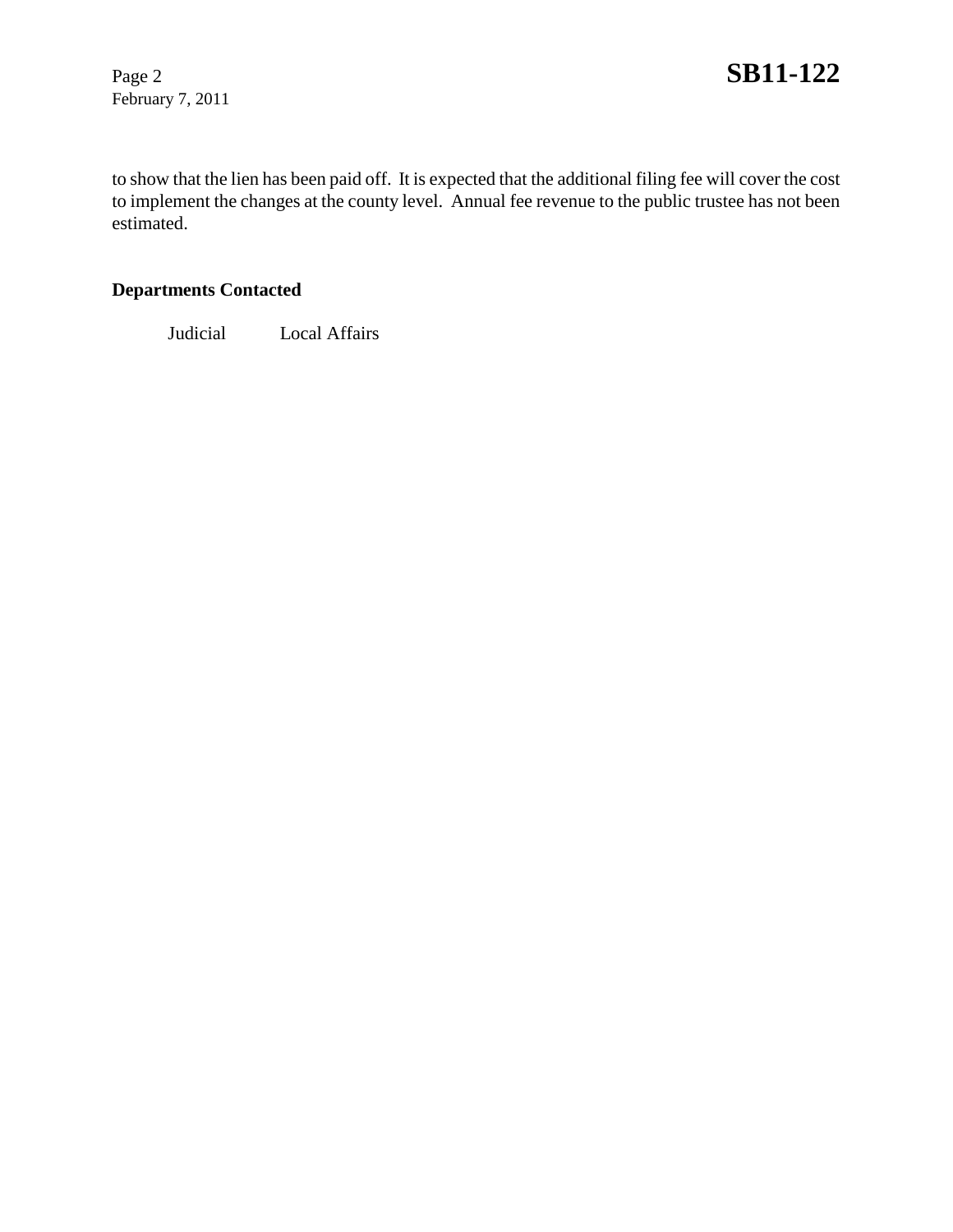to show that the lien has been paid off. It is expected that the additional filing fee will cover the cost to implement the changes at the county level. Annual fee revenue to the public trustee has not been estimated.

## Departments Contacted

Judicial Local Affairs